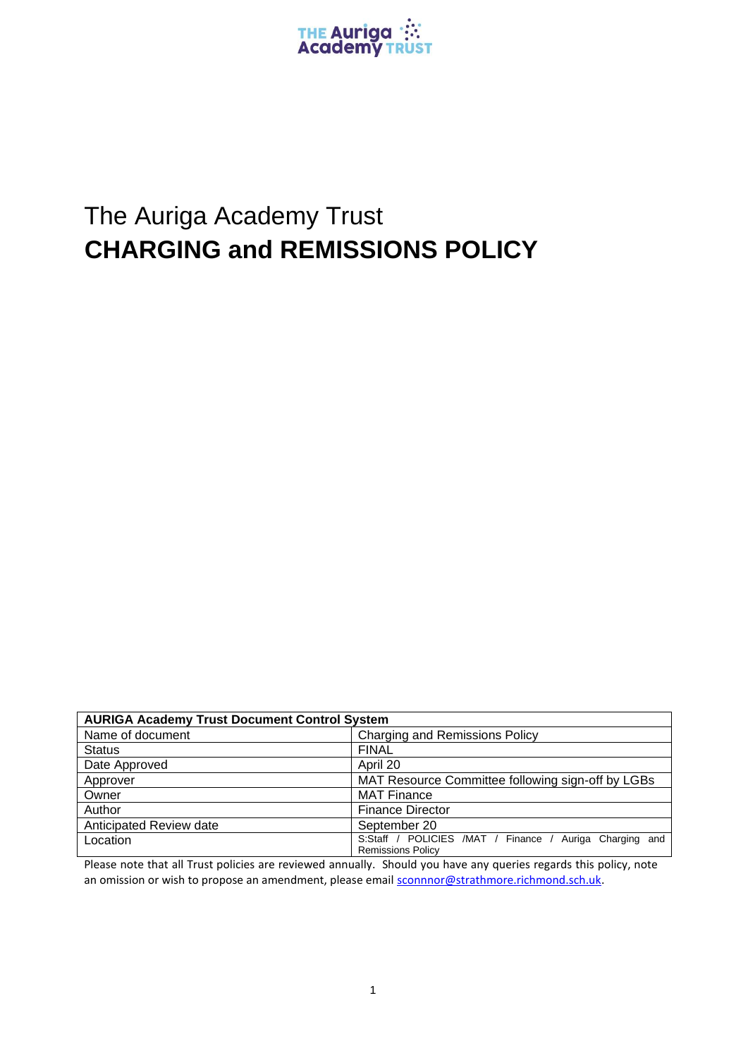THE Auriga Academy TRUST

# The Auriga Academy Trust
# **CHARGING and REMISSIONS POLICY**

| **AURIGA Academy Trust Document Control System** | |
|---|---|
| Name of document | Charging and Remissions Policy |
| Status | FINAL |
| Date Approved | April 20 |
| Approver | MAT Resource Committee following sign-off by LGBs |
| Owner | MAT Finance |
| Author | Finance Director |
| Anticipated Review date | September 20 |
| Location | S:Staff / POLICIES /MAT / Finance / Auriga Charging and Remissions Policy |

Please note that all Trust policies are reviewed annually. Should you have any queries regards this policy, note an omission or wish to propose an amendment, please email sconnnor@strathmore.richmond.sch.uk.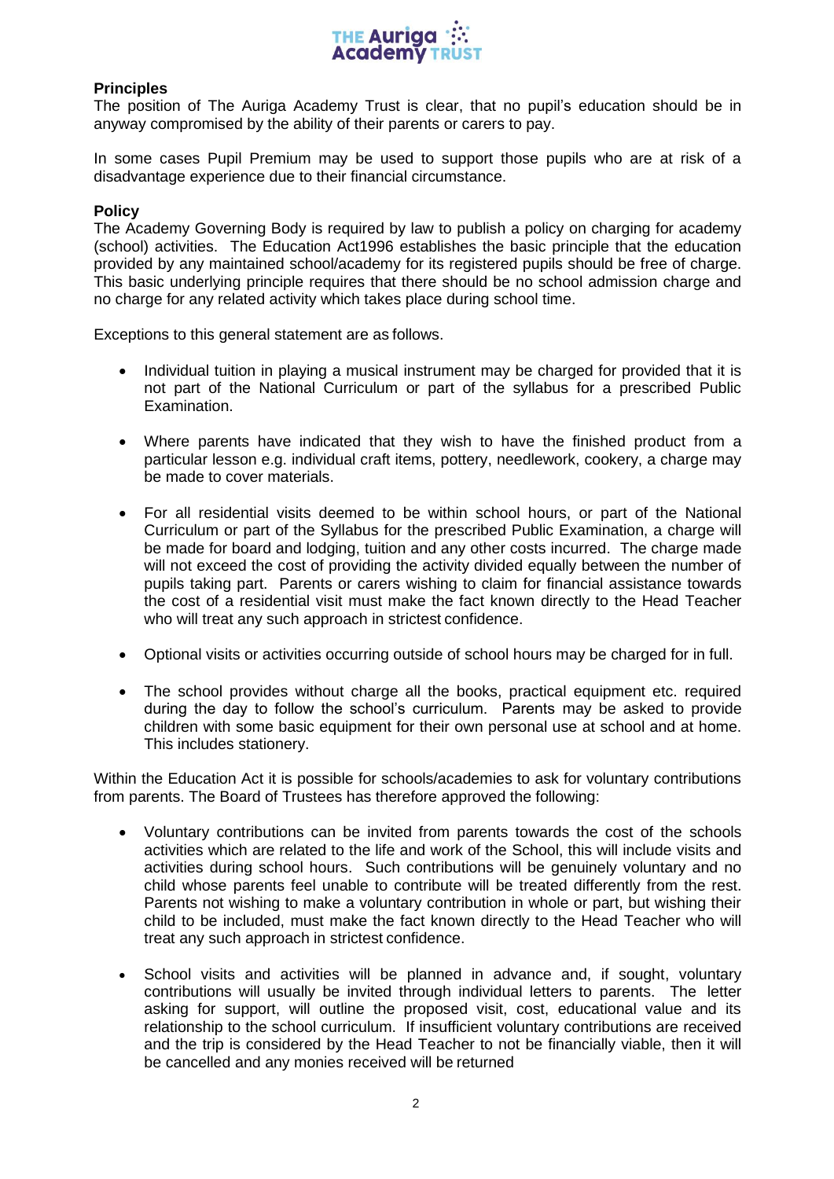## Principles

The position of The Auriga Academy Trust is clear, that no pupil's education should be in anyway compromised by the ability of their parents or carers to pay.

In some cases Pupil Premium may be used to support those pupils who are at risk of a disadvantage experience due to their financial circumstance.

## Policy

The Academy Governing Body is required by law to publish a policy on charging for academy (school) activities. The Education Act1996 establishes the basic principle that the education provided by any maintained school/academy for its registered pupils should be free of charge. This basic underlying principle requires that there should be no school admission charge and no charge for any related activity which takes place during school time.

Exceptions to this general statement are as follows.

- Individual tuition in playing a musical instrument may be charged for provided that it is not part of the National Curriculum or part of the syllabus for a prescribed Public Examination.
- Where parents have indicated that they wish to have the finished product from a particular lesson e.g. individual craft items, pottery, needlework, cookery, a charge may be made to cover materials.
- For all residential visits deemed to be within school hours, or part of the National Curriculum or part of the Syllabus for the prescribed Public Examination, a charge will be made for board and lodging, tuition and any other costs incurred. The charge made will not exceed the cost of providing the activity divided equally between the number of pupils taking part. Parents or carers wishing to claim for financial assistance towards the cost of a residential visit must make the fact known directly to the Head Teacher who will treat any such approach in strictest confidence.
- Optional visits or activities occurring outside of school hours may be charged for in full.
- The school provides without charge all the books, practical equipment etc. required during the day to follow the school's curriculum. Parents may be asked to provide children with some basic equipment for their own personal use at school and at home. This includes stationery.

Within the Education Act it is possible for schools/academies to ask for voluntary contributions from parents. The Board of Trustees has therefore approved the following:

- Voluntary contributions can be invited from parents towards the cost of the schools activities which are related to the life and work of the School, this will include visits and activities during school hours. Such contributions will be genuinely voluntary and no child whose parents feel unable to contribute will be treated differently from the rest. Parents not wishing to make a voluntary contribution in whole or part, but wishing their child to be included, must make the fact known directly to the Head Teacher who will treat any such approach in strictest confidence.
- School visits and activities will be planned in advance and, if sought, voluntary contributions will usually be invited through individual letters to parents. The letter asking for support, will outline the proposed visit, cost, educational value and its relationship to the school curriculum. If insufficient voluntary contributions are received and the trip is considered by the Head Teacher to not be financially viable, then it will be cancelled and any monies received will be returned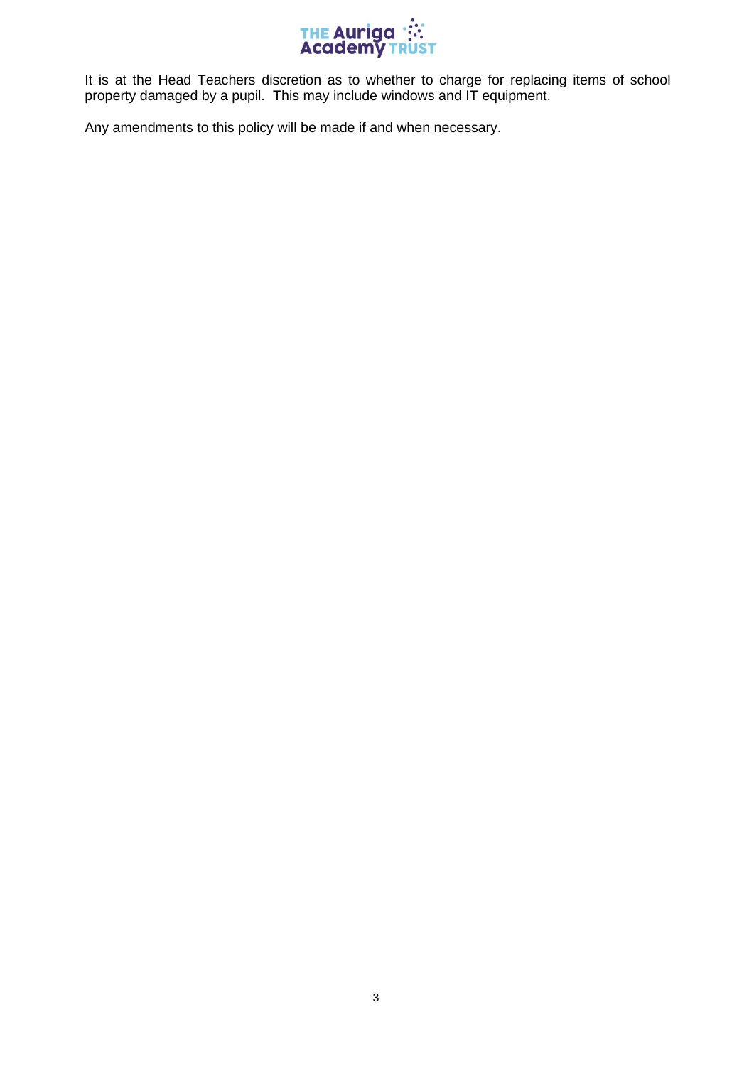It is at the Head Teachers discretion as to whether to charge for replacing items of school property damaged by a pupil. This may include windows and IT equipment.

Any amendments to this policy will be made if and when necessary.